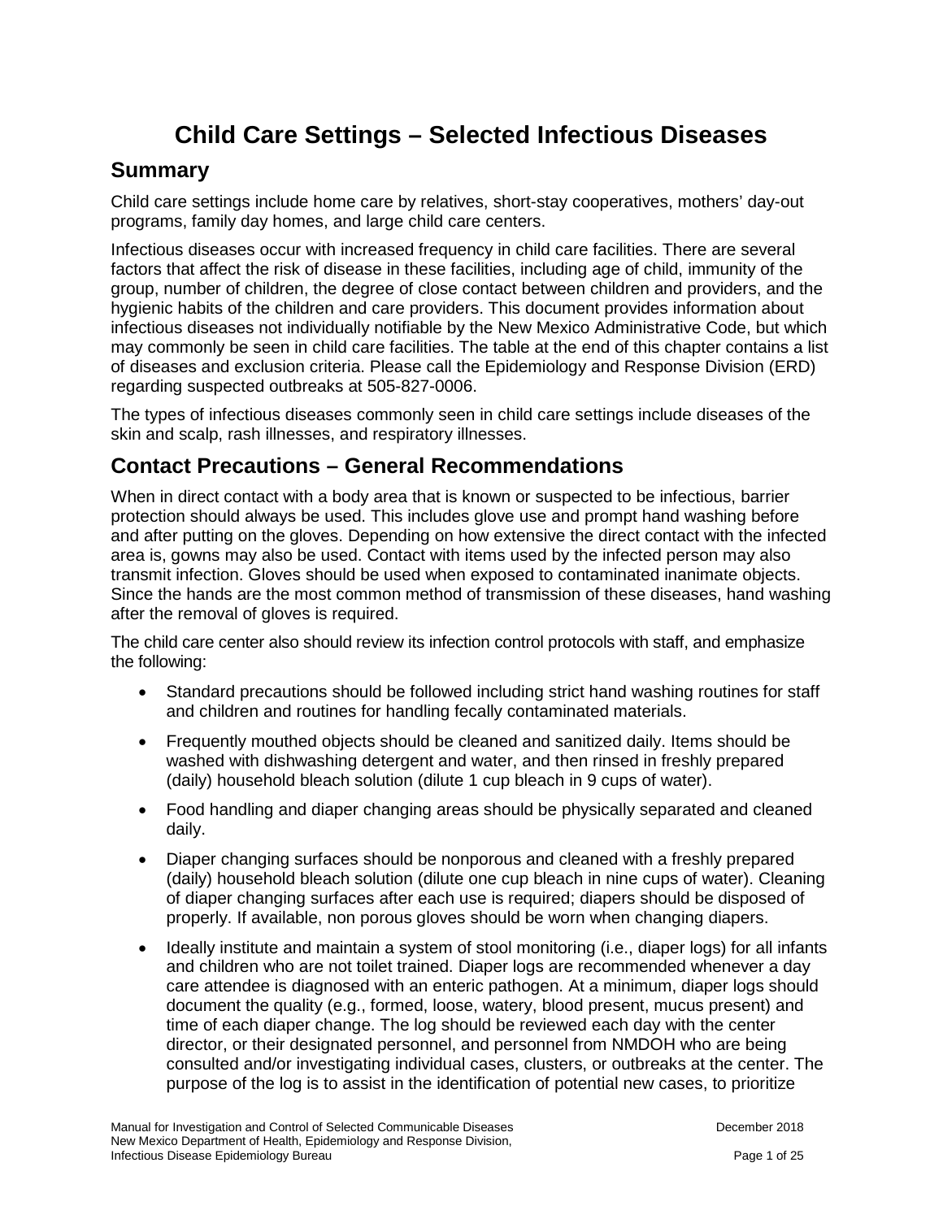# Child Care Settings – Selected Infectious Diseases

## Summary

Child care settings include home care by relatives, short-stay cooperatives, mothers' day-out programs, family day homes, and large child care centers.

Infectious diseases occur with increased frequency in child care facilities. There are several factors that affect the risk of disease in these facilities, including age of child, immunity of the group, number of children, the degree of close contact between children and providers, and the hygienic habits of the children and care providers. This document provides information about infectious diseases not individually notifiable by the New Mexico Administrative Code, but which may commonly be seen in child care facilities. The table at the end of this chapter contains a list of diseases and exclusion criteria. Please call the Epidemiology and Response Division (ERD) regarding suspected outbreaks at 505-827-0006.

The types of infectious diseases commonly seen in child care settings include diseases of the skin and scalp, rash illnesses, and respiratory illnesses.

## Contact Precautions – General Recommendations

When in direct contact with a body area that is known or suspected to be infectious, barrier protection should always be used. This includes glove use and prompt hand washing before and after putting on the gloves. Depending on how extensive the direct contact with the infected area is, gowns may also be used. Contact with items used by the infected person may also transmit infection. Gloves should be used when exposed to contaminated inanimate objects. Since the hands are the most common method of transmission of these diseases, hand washing after the removal of gloves is required.

The child care center also should review its infection control protocols with staff, and emphasize the following:

- Standard precautions should be followed including strict hand washing routines for staff and children and routines for handling fecally contaminated materials.
- Frequently mouthed objects should be cleaned and sanitized daily. Items should be washed with dishwashing detergent and water, and then rinsed in freshly prepared (daily) household bleach solution (dilute 1 cup bleach in 9 cups of water).
- Food handling and diaper changing areas should be physically separated and cleaned daily.
- Diaper changing surfaces should be nonporous and cleaned with a freshly prepared (daily) household bleach solution (dilute one cup bleach in nine cups of water). Cleaning of diaper changing surfaces after each use is required; diapers should be disposed of properly. If available, non porous gloves should be worn when changing diapers.
- Ideally institute and maintain a system of stool monitoring (i.e., diaper logs) for all infants and children who are not toilet trained. Diaper logs are recommended whenever a day care attendee is diagnosed with an enteric pathogen. At a minimum, diaper logs should document the quality (e.g., formed, loose, watery, blood present, mucus present) and time of each diaper change. The log should be reviewed each day with the center director, or their designated personnel, and personnel from NMDOH who are being consulted and/or investigating individual cases, clusters, or outbreaks at the center. The purpose of the log is to assist in the identification of potential new cases, to prioritize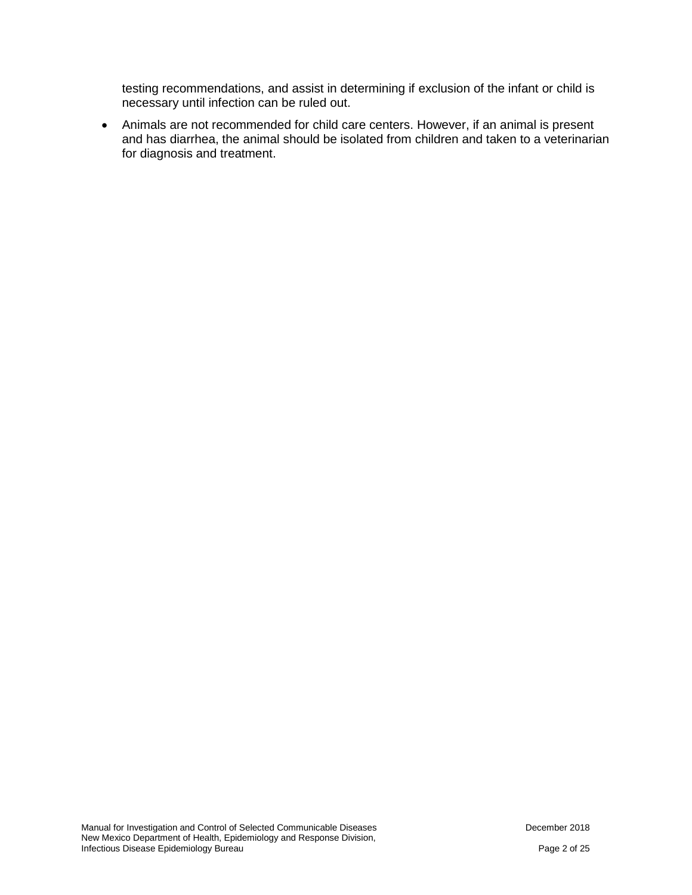testing recommendations, and assist in determining if exclusion of the infant or child is necessary until infection can be ruled out.

- Animals are not recommended for child care centers. However, if an animal is present and has diarrhea, the animal should be isolated from children and taken to a veterinarian for diagnosis and treatment.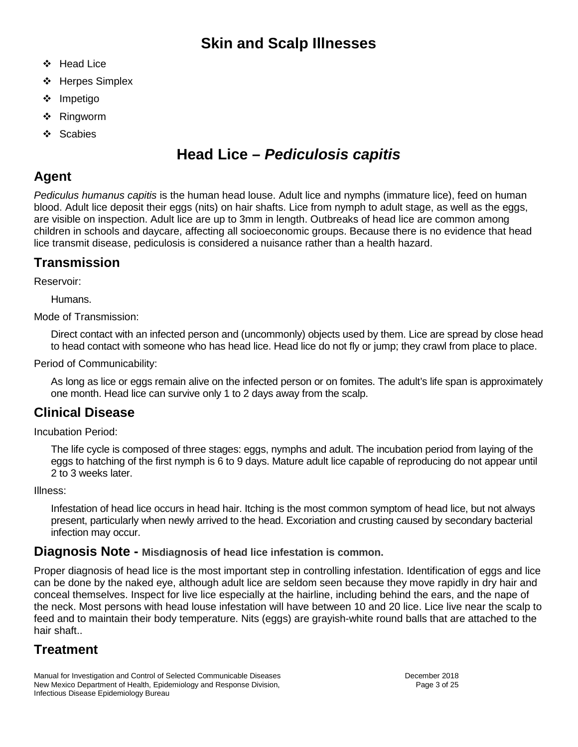# Skin and Scalp Illnesses

- Head Lice
- Herpes Simplex
- Impetigo
- Ringworm
- Scabies

# Head Lice – *Pediculosis capitis*

## Agent

*Pediculus humanus capitis* is the human head louse. Adult lice and nymphs (immature lice), feed on human blood. Adult lice deposit their eggs (nits) on hair shafts. Lice from nymph to adult stage, as well as the eggs, are visible on inspection. Adult lice are up to 3mm in length. Outbreaks of head lice are common among children in schools and daycare, affecting all socioeconomic groups. Because there is no evidence that head lice transmit disease, pediculosis is considered a nuisance rather than a health hazard.

## Transmission

Reservoir:

Humans.

Mode of Transmission:

Direct contact with an infected person and (uncommonly) objects used by them. Lice are spread by close head to head contact with someone who has head lice. Head lice do not fly or jump; they crawl from place to place.

Period of Communicability:

As long as lice or eggs remain alive on the infected person or on fomites. The adult's life span is approximately one month. Head lice can survive only 1 to 2 days away from the scalp.

## Clinical Disease

Incubation Period:

The life cycle is composed of three stages: eggs, nymphs and adult. The incubation period from laying of the eggs to hatching of the first nymph is 6 to 9 days. Mature adult lice capable of reproducing do not appear until 2 to 3 weeks later.

Illness:

Infestation of head lice occurs in head hair. Itching is the most common symptom of head lice, but not always present, particularly when newly arrived to the head. Excoriation and crusting caused by secondary bacterial infection may occur.

## Diagnosis Note - **Misdiagnosis of head lice infestation is common.**

Proper diagnosis of head lice is the most important step in controlling infestation. Identification of eggs and lice can be done by the naked eye, although adult lice are seldom seen because they move rapidly in dry hair and conceal themselves. Inspect for live lice especially at the hairline, including behind the ears, and the nape of the neck. Most persons with head louse infestation will have between 10 and 20 lice. Lice live near the scalp to feed and to maintain their body temperature. Nits (eggs) are grayish-white round balls that are attached to the hair shaft..

## Treatment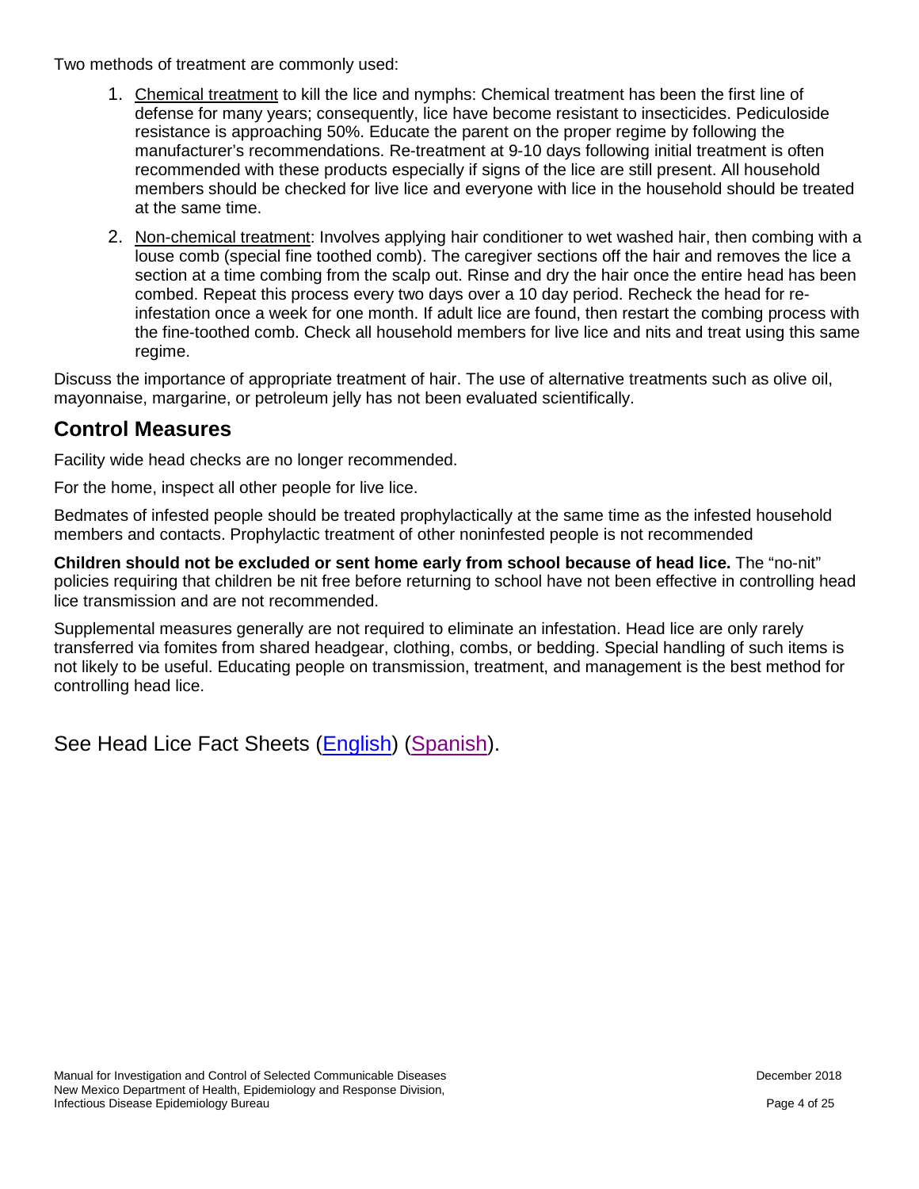Two methods of treatment are commonly used:

1. Chemical treatment to kill the lice and nymphs: Chemical treatment has been the first line of defense for many years; consequently, lice have become resistant to insecticides. Pediculoside resistance is approaching 50%. Educate the parent on the proper regime by following the manufacturer's recommendations. Re-treatment at 9-10 days following initial treatment is often recommended with these products especially if signs of the lice are still present. All household members should be checked for live lice and everyone with lice in the household should be treated at the same time.
2. Non-chemical treatment: Involves applying hair conditioner to wet washed hair, then combing with a louse comb (special fine toothed comb). The caregiver sections off the hair and removes the lice a section at a time combing from the scalp out. Rinse and dry the hair once the entire head has been combed. Repeat this process every two days over a 10 day period. Recheck the head for re-infestation once a week for one month. If adult lice are found, then restart the combing process with the fine-toothed comb. Check all household members for live lice and nits and treat using this same regime.

Discuss the importance of appropriate treatment of hair. The use of alternative treatments such as olive oil, mayonnaise, margarine, or petroleum jelly has not been evaluated scientifically.

## Control Measures

Facility wide head checks are no longer recommended.

For the home, inspect all other people for live lice.

Bedmates of infested people should be treated prophylactically at the same time as the infested household members and contacts. Prophylactic treatment of other noninfested people is not recommended

**Children should not be excluded or sent home early from school because of head lice.** The "no-nit" policies requiring that children be nit free before returning to school have not been effective in controlling head lice transmission and are not recommended.

Supplemental measures generally are not required to eliminate an infestation. Head lice are only rarely transferred via fomites from shared headgear, clothing, combs, or bedding. Special handling of such items is not likely to be useful. Educating people on transmission, treatment, and management is the best method for controlling head lice.

See Head Lice Fact Sheets (English) (Spanish).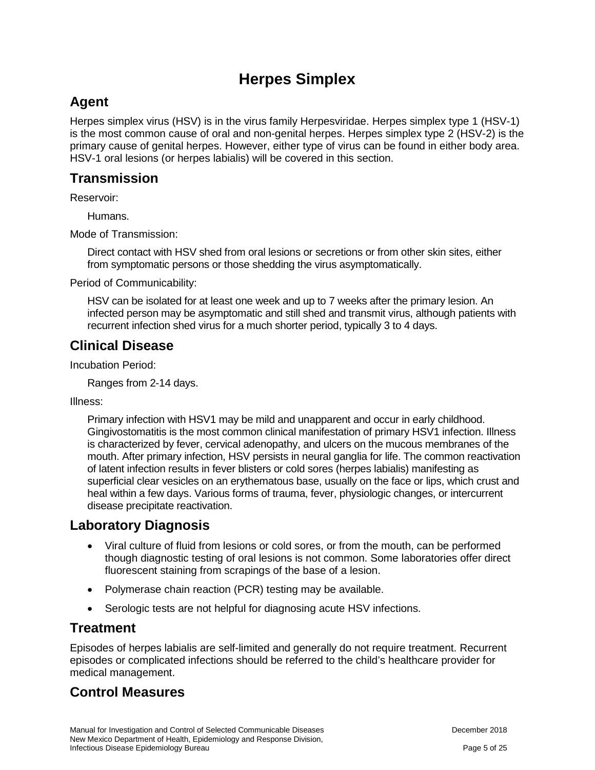# Herpes Simplex

## Agent

Herpes simplex virus (HSV) is in the virus family Herpesviridae. Herpes simplex type 1 (HSV-1) is the most common cause of oral and non-genital herpes. Herpes simplex type 2 (HSV-2) is the primary cause of genital herpes. However, either type of virus can be found in either body area. HSV-1 oral lesions (or herpes labialis) will be covered in this section.

## Transmission

Reservoir:

Humans.

Mode of Transmission:

Direct contact with HSV shed from oral lesions or secretions or from other skin sites, either from symptomatic persons or those shedding the virus asymptomatically.

Period of Communicability:

HSV can be isolated for at least one week and up to 7 weeks after the primary lesion. An infected person may be asymptomatic and still shed and transmit virus, although patients with recurrent infection shed virus for a much shorter period, typically 3 to 4 days.

## Clinical Disease

Incubation Period:

Ranges from 2-14 days.

Illness:

Primary infection with HSV1 may be mild and unapparent and occur in early childhood. Gingivostomatitis is the most common clinical manifestation of primary HSV1 infection. Illness is characterized by fever, cervical adenopathy, and ulcers on the mucous membranes of the mouth. After primary infection, HSV persists in neural ganglia for life. The common reactivation of latent infection results in fever blisters or cold sores (herpes labialis) manifesting as superficial clear vesicles on an erythematous base, usually on the face or lips, which crust and heal within a few days. Various forms of trauma, fever, physiologic changes, or intercurrent disease precipitate reactivation.

## Laboratory Diagnosis

- Viral culture of fluid from lesions or cold sores, or from the mouth, can be performed though diagnostic testing of oral lesions is not common. Some laboratories offer direct fluorescent staining from scrapings of the base of a lesion.
- Polymerase chain reaction (PCR) testing may be available.
- Serologic tests are not helpful for diagnosing acute HSV infections.

## Treatment

Episodes of herpes labialis are self-limited and generally do not require treatment. Recurrent episodes or complicated infections should be referred to the child's healthcare provider for medical management.

## Control Measures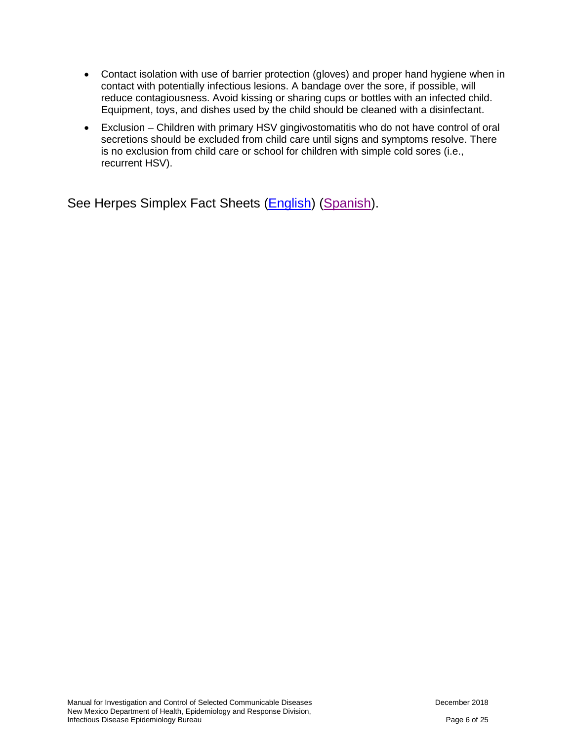- Contact isolation with use of barrier protection (gloves) and proper hand hygiene when in contact with potentially infectious lesions. A bandage over the sore, if possible, will reduce contagiousness. Avoid kissing or sharing cups or bottles with an infected child. Equipment, toys, and dishes used by the child should be cleaned with a disinfectant.
- Exclusion – Children with primary HSV gingivostomatitis who do not have control of oral secretions should be excluded from child care until signs and symptoms resolve. There is no exclusion from child care or school for children with simple cold sores (i.e., recurrent HSV).

See Herpes Simplex Fact Sheets (English) (Spanish).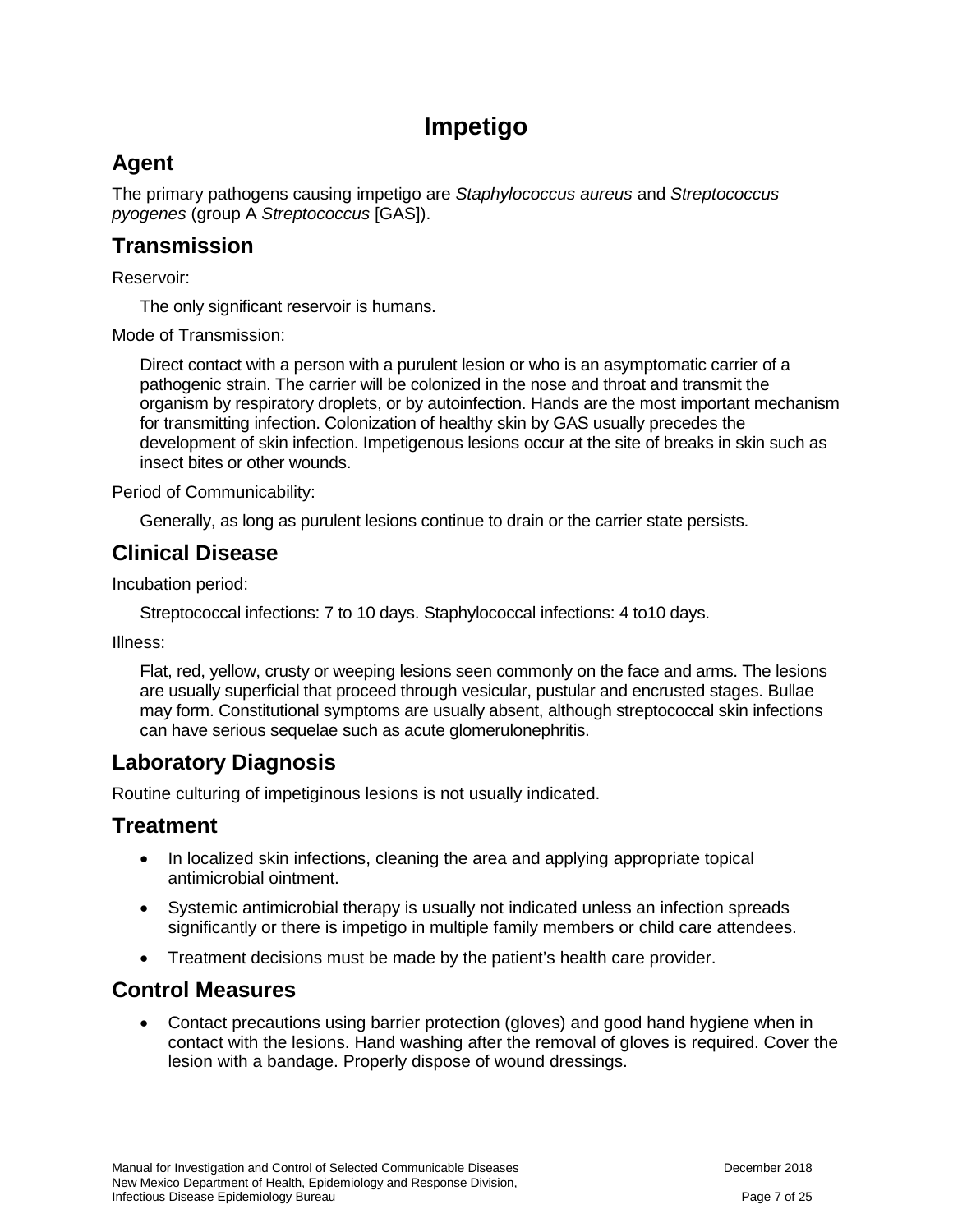# Impetigo

## Agent

The primary pathogens causing impetigo are *Staphylococcus aureus* and *Streptococcus pyogenes* (group A *Streptococcus* [GAS]).

## Transmission

Reservoir:

The only significant reservoir is humans.

Mode of Transmission:

Direct contact with a person with a purulent lesion or who is an asymptomatic carrier of a pathogenic strain. The carrier will be colonized in the nose and throat and transmit the organism by respiratory droplets, or by autoinfection. Hands are the most important mechanism for transmitting infection. Colonization of healthy skin by GAS usually precedes the development of skin infection. Impetigenous lesions occur at the site of breaks in skin such as insect bites or other wounds.

Period of Communicability:

Generally, as long as purulent lesions continue to drain or the carrier state persists.

## Clinical Disease

Incubation period:

Streptococcal infections: 7 to 10 days. Staphylococcal infections: 4 to10 days.

Illness:

Flat, red, yellow, crusty or weeping lesions seen commonly on the face and arms. The lesions are usually superficial that proceed through vesicular, pustular and encrusted stages. Bullae may form. Constitutional symptoms are usually absent, although streptococcal skin infections can have serious sequelae such as acute glomerulonephritis.

## Laboratory Diagnosis

Routine culturing of impetiginous lesions is not usually indicated.

## Treatment

- In localized skin infections, cleaning the area and applying appropriate topical antimicrobial ointment.
- Systemic antimicrobial therapy is usually not indicated unless an infection spreads significantly or there is impetigo in multiple family members or child care attendees.
- Treatment decisions must be made by the patient's health care provider.

## Control Measures

- Contact precautions using barrier protection (gloves) and good hand hygiene when in contact with the lesions. Hand washing after the removal of gloves is required. Cover the lesion with a bandage. Properly dispose of wound dressings.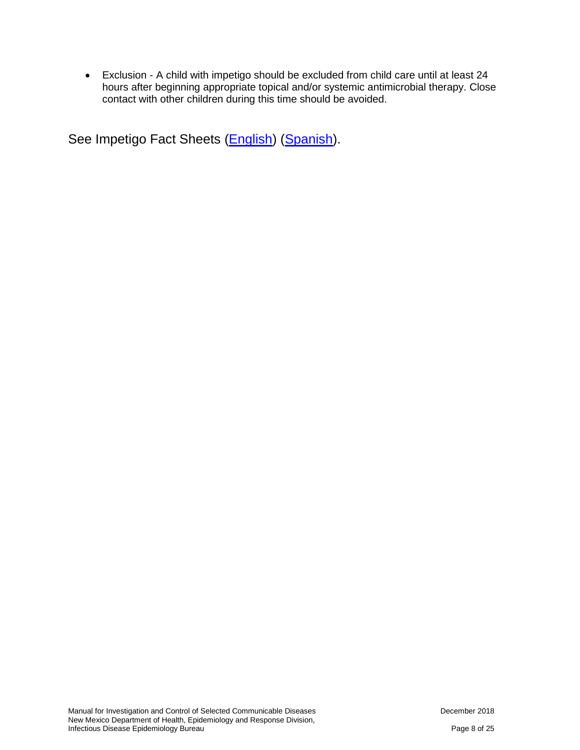- Exclusion - A child with impetigo should be excluded from child care until at least 24 hours after beginning appropriate topical and/or systemic antimicrobial therapy. Close contact with other children during this time should be avoided.

See Impetigo Fact Sheets (English) (Spanish).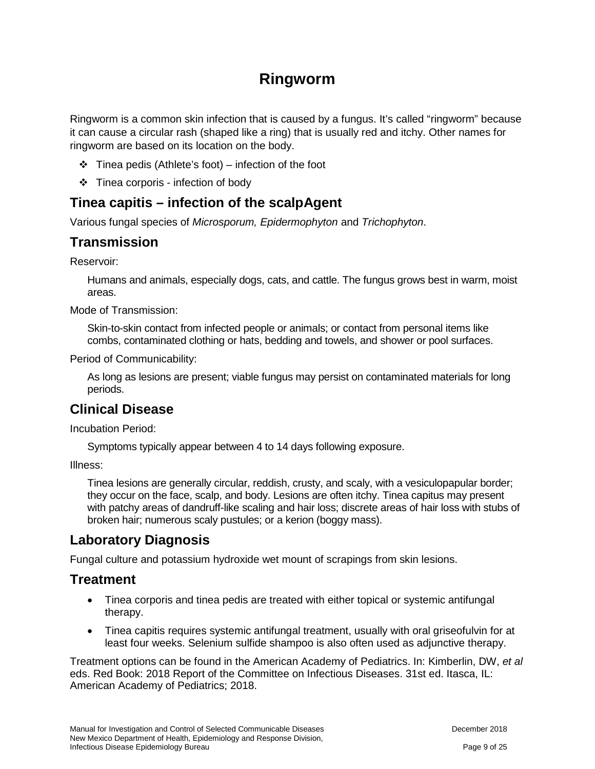# Ringworm

Ringworm is a common skin infection that is caused by a fungus. It's called "ringworm" because it can cause a circular rash (shaped like a ring) that is usually red and itchy. Other names for ringworm are based on its location on the body.

- Tinea pedis (Athlete's foot) – infection of the foot
- Tinea corporis - infection of body

## Tinea capitis – infection of the scalpAgent

Various fungal species of *Microsporum, Epidermophyton* and *Trichophyton*.

## Transmission

Reservoir:

Humans and animals, especially dogs, cats, and cattle. The fungus grows best in warm, moist areas.

Mode of Transmission:

Skin-to-skin contact from infected people or animals; or contact from personal items like combs, contaminated clothing or hats, bedding and towels, and shower or pool surfaces.

Period of Communicability:

As long as lesions are present; viable fungus may persist on contaminated materials for long periods.

## Clinical Disease

Incubation Period:

Symptoms typically appear between 4 to 14 days following exposure.

Illness:

Tinea lesions are generally circular, reddish, crusty, and scaly, with a vesiculopapular border; they occur on the face, scalp, and body. Lesions are often itchy. Tinea capitus may present with patchy areas of dandruff-like scaling and hair loss; discrete areas of hair loss with stubs of broken hair; numerous scaly pustules; or a kerion (boggy mass).

## Laboratory Diagnosis

Fungal culture and potassium hydroxide wet mount of scrapings from skin lesions.

## Treatment

- Tinea corporis and tinea pedis are treated with either topical or systemic antifungal therapy.
- Tinea capitis requires systemic antifungal treatment, usually with oral griseofulvin for at least four weeks. Selenium sulfide shampoo is also often used as adjunctive therapy.

Treatment options can be found in the American Academy of Pediatrics. In: Kimberlin, DW, *et al* eds. Red Book: 2018 Report of the Committee on Infectious Diseases. 31st ed. Itasca, IL: American Academy of Pediatrics; 2018.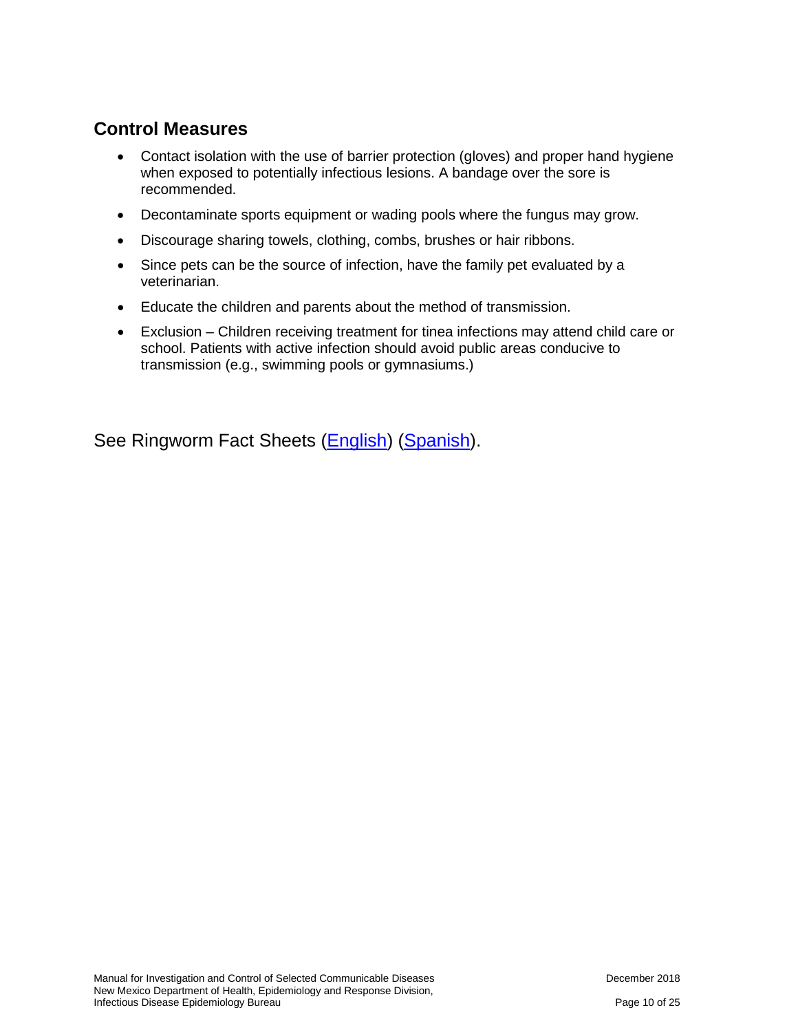## Control Measures

- Contact isolation with the use of barrier protection (gloves) and proper hand hygiene when exposed to potentially infectious lesions. A bandage over the sore is recommended.
- Decontaminate sports equipment or wading pools where the fungus may grow.
- Discourage sharing towels, clothing, combs, brushes or hair ribbons.
- Since pets can be the source of infection, have the family pet evaluated by a veterinarian.
- Educate the children and parents about the method of transmission.
- Exclusion – Children receiving treatment for tinea infections may attend child care or school. Patients with active infection should avoid public areas conducive to transmission (e.g., swimming pools or gymnasiums.)

See Ringworm Fact Sheets (English) (Spanish).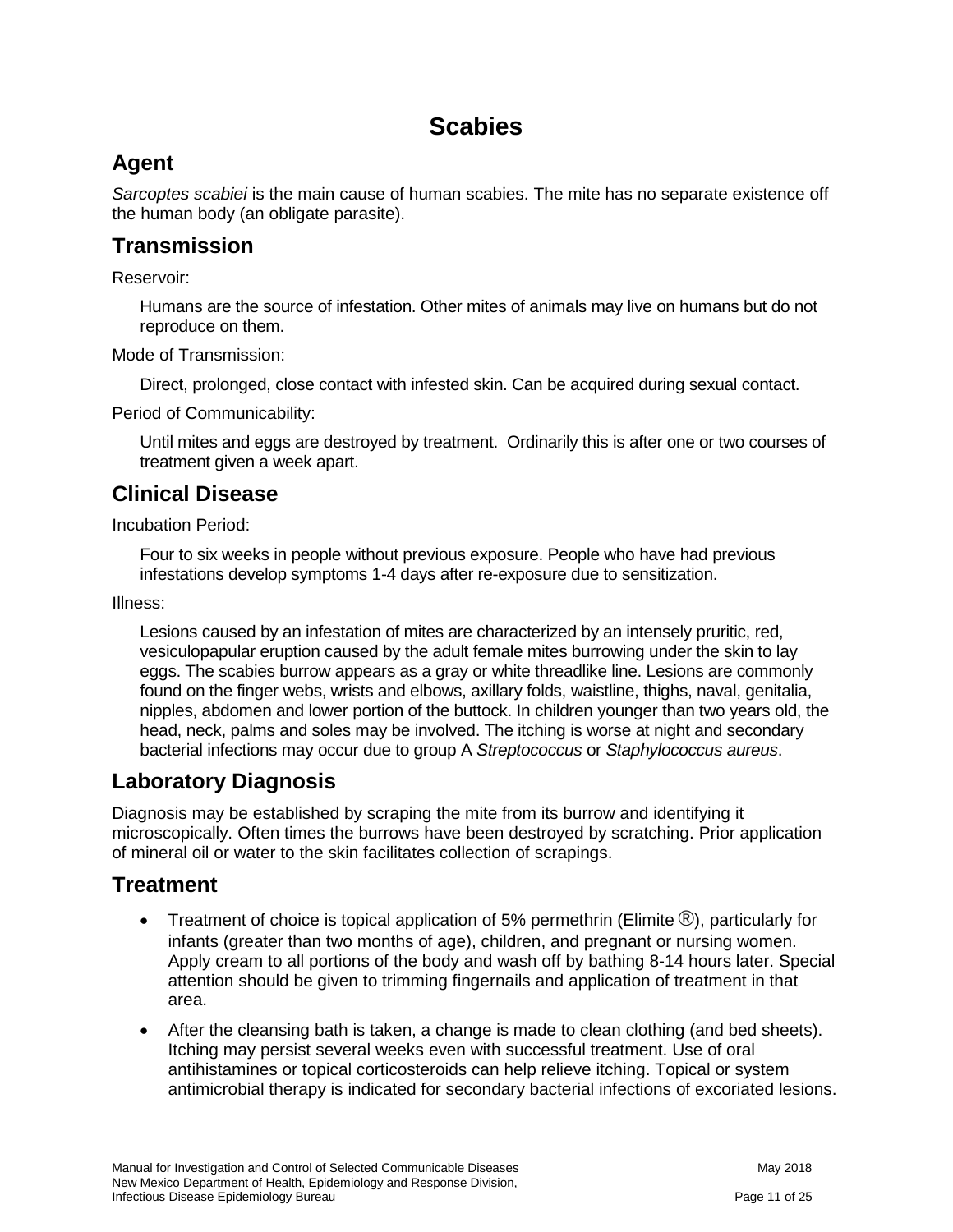# Scabies

## Agent

*Sarcoptes scabiei* is the main cause of human scabies. The mite has no separate existence off the human body (an obligate parasite).

## Transmission

Reservoir:

Humans are the source of infestation. Other mites of animals may live on humans but do not reproduce on them.

Mode of Transmission:

Direct, prolonged, close contact with infested skin. Can be acquired during sexual contact.

Period of Communicability:

Until mites and eggs are destroyed by treatment. Ordinarily this is after one or two courses of treatment given a week apart.

## Clinical Disease

Incubation Period:

Four to six weeks in people without previous exposure. People who have had previous infestations develop symptoms 1-4 days after re-exposure due to sensitization.

Illness:

Lesions caused by an infestation of mites are characterized by an intensely pruritic, red, vesiculopapular eruption caused by the adult female mites burrowing under the skin to lay eggs. The scabies burrow appears as a gray or white threadlike line. Lesions are commonly found on the finger webs, wrists and elbows, axillary folds, waistline, thighs, naval, genitalia, nipples, abdomen and lower portion of the buttock. In children younger than two years old, the head, neck, palms and soles may be involved. The itching is worse at night and secondary bacterial infections may occur due to group A *Streptococcus* or *Staphylococcus aureus*.

## Laboratory Diagnosis

Diagnosis may be established by scraping the mite from its burrow and identifying it microscopically. Often times the burrows have been destroyed by scratching. Prior application of mineral oil or water to the skin facilitates collection of scrapings.

## Treatment

- Treatment of choice is topical application of 5% permethrin (Elimite ®), particularly for infants (greater than two months of age), children, and pregnant or nursing women. Apply cream to all portions of the body and wash off by bathing 8-14 hours later. Special attention should be given to trimming fingernails and application of treatment in that area.
- After the cleansing bath is taken, a change is made to clean clothing (and bed sheets). Itching may persist several weeks even with successful treatment. Use of oral antihistamines or topical corticosteroids can help relieve itching. Topical or system antimicrobial therapy is indicated for secondary bacterial infections of excoriated lesions.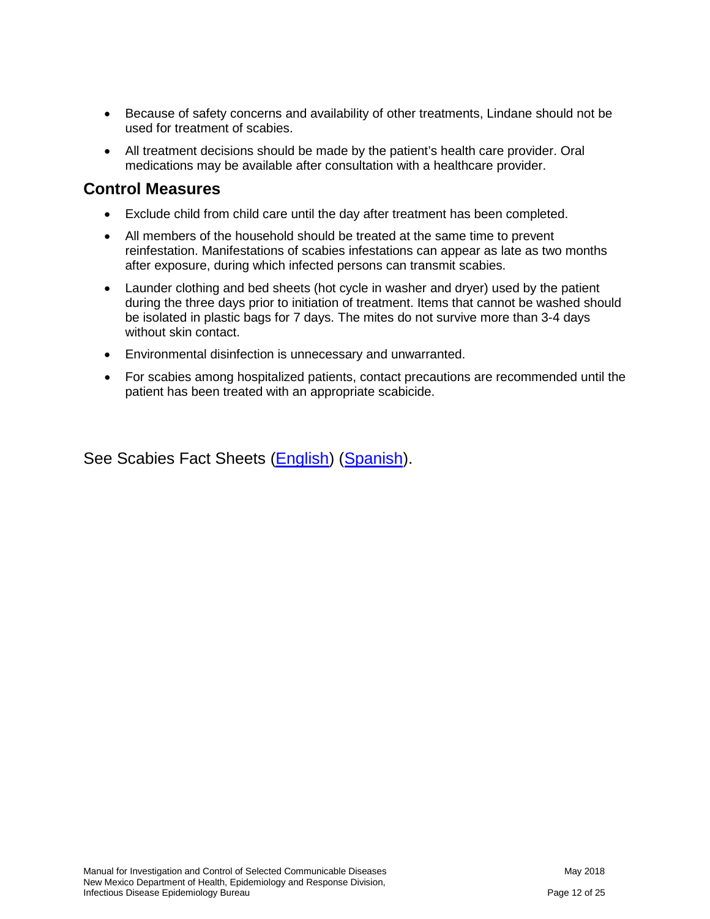- Because of safety concerns and availability of other treatments, Lindane should not be used for treatment of scabies.
- All treatment decisions should be made by the patient's health care provider. Oral medications may be available after consultation with a healthcare provider.

## Control Measures

- Exclude child from child care until the day after treatment has been completed.
- All members of the household should be treated at the same time to prevent reinfestation. Manifestations of scabies infestations can appear as late as two months after exposure, during which infected persons can transmit scabies.
- Launder clothing and bed sheets (hot cycle in washer and dryer) used by the patient during the three days prior to initiation of treatment. Items that cannot be washed should be isolated in plastic bags for 7 days. The mites do not survive more than 3-4 days without skin contact.
- Environmental disinfection is unnecessary and unwarranted.
- For scabies among hospitalized patients, contact precautions are recommended until the patient has been treated with an appropriate scabicide.

See Scabies Fact Sheets (English) (Spanish).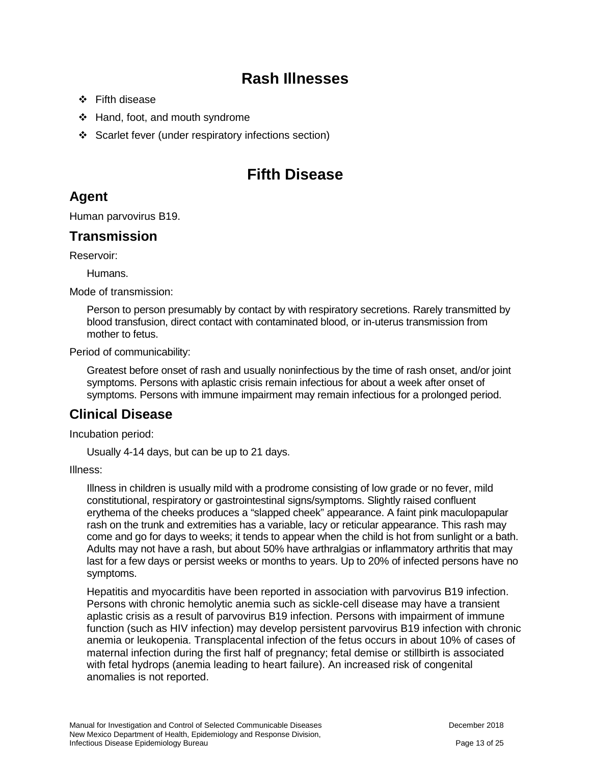# Rash Illnesses

- Fifth disease
- Hand, foot, and mouth syndrome
- Scarlet fever (under respiratory infections section)

# Fifth Disease

## Agent

Human parvovirus B19.

## Transmission

Reservoir:

Humans.

Mode of transmission:

Person to person presumably by contact by with respiratory secretions. Rarely transmitted by blood transfusion, direct contact with contaminated blood, or in-uterus transmission from mother to fetus.

Period of communicability:

Greatest before onset of rash and usually noninfectious by the time of rash onset, and/or joint symptoms. Persons with aplastic crisis remain infectious for about a week after onset of symptoms. Persons with immune impairment may remain infectious for a prolonged period.

## Clinical Disease

Incubation period:

Usually 4-14 days, but can be up to 21 days.

Illness:

Illness in children is usually mild with a prodrome consisting of low grade or no fever, mild constitutional, respiratory or gastrointestinal signs/symptoms. Slightly raised confluent erythema of the cheeks produces a "slapped cheek" appearance. A faint pink maculopapular rash on the trunk and extremities has a variable, lacy or reticular appearance. This rash may come and go for days to weeks; it tends to appear when the child is hot from sunlight or a bath. Adults may not have a rash, but about 50% have arthralgias or inflammatory arthritis that may last for a few days or persist weeks or months to years. Up to 20% of infected persons have no symptoms.

Hepatitis and myocarditis have been reported in association with parvovirus B19 infection. Persons with chronic hemolytic anemia such as sickle-cell disease may have a transient aplastic crisis as a result of parvovirus B19 infection. Persons with impairment of immune function (such as HIV infection) may develop persistent parvovirus B19 infection with chronic anemia or leukopenia. Transplacental infection of the fetus occurs in about 10% of cases of maternal infection during the first half of pregnancy; fetal demise or stillbirth is associated with fetal hydrops (anemia leading to heart failure). An increased risk of congenital anomalies is not reported.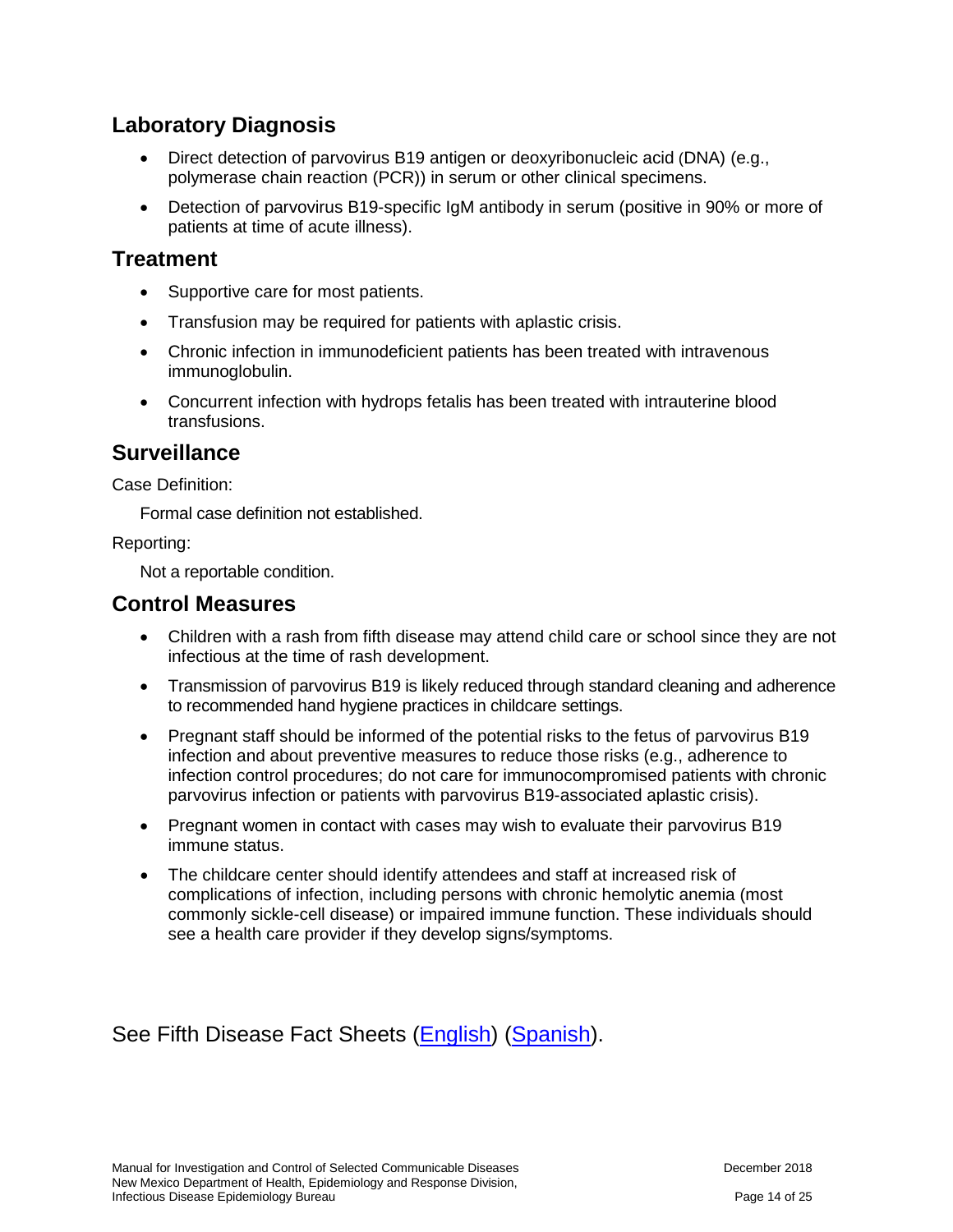## Laboratory Diagnosis

- Direct detection of parvovirus B19 antigen or deoxyribonucleic acid (DNA) (e.g., polymerase chain reaction (PCR)) in serum or other clinical specimens.
- Detection of parvovirus B19-specific IgM antibody in serum (positive in 90% or more of patients at time of acute illness).

## Treatment

- Supportive care for most patients.
- Transfusion may be required for patients with aplastic crisis.
- Chronic infection in immunodeficient patients has been treated with intravenous immunoglobulin.
- Concurrent infection with hydrops fetalis has been treated with intrauterine blood transfusions.

## Surveillance

Case Definition:

Formal case definition not established.

Reporting:

Not a reportable condition.

## Control Measures

- Children with a rash from fifth disease may attend child care or school since they are not infectious at the time of rash development.
- Transmission of parvovirus B19 is likely reduced through standard cleaning and adherence to recommended hand hygiene practices in childcare settings.
- Pregnant staff should be informed of the potential risks to the fetus of parvovirus B19 infection and about preventive measures to reduce those risks (e.g., adherence to infection control procedures; do not care for immunocompromised patients with chronic parvovirus infection or patients with parvovirus B19-associated aplastic crisis).
- Pregnant women in contact with cases may wish to evaluate their parvovirus B19 immune status.
- The childcare center should identify attendees and staff at increased risk of complications of infection, including persons with chronic hemolytic anemia (most commonly sickle-cell disease) or impaired immune function. These individuals should see a health care provider if they develop signs/symptoms.

See Fifth Disease Fact Sheets (English) (Spanish).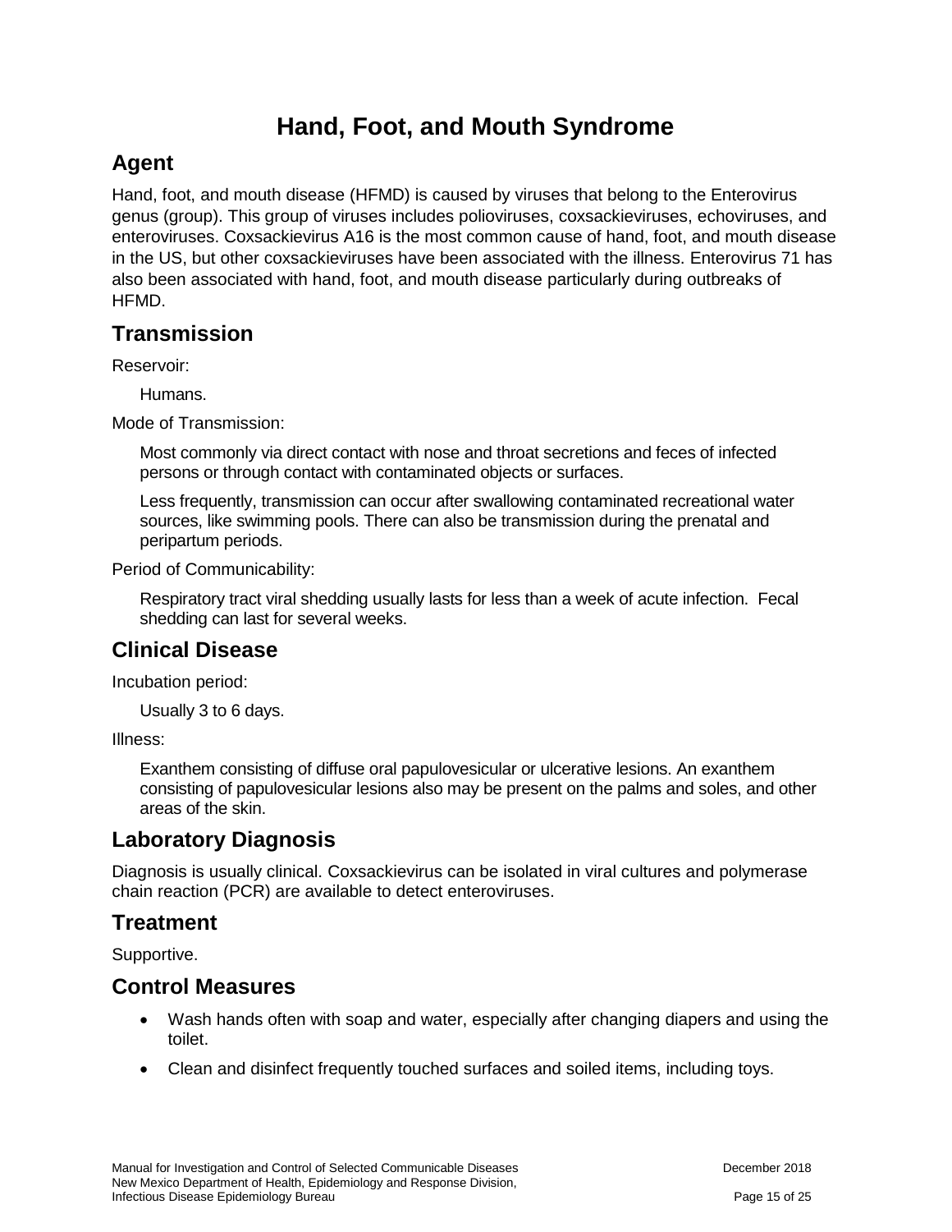# Hand, Foot, and Mouth Syndrome

## Agent

Hand, foot, and mouth disease (HFMD) is caused by viruses that belong to the Enterovirus genus (group). This group of viruses includes polioviruses, coxsackieviruses, echoviruses, and enteroviruses. Coxsackievirus A16 is the most common cause of hand, foot, and mouth disease in the US, but other coxsackieviruses have been associated with the illness. Enterovirus 71 has also been associated with hand, foot, and mouth disease particularly during outbreaks of HFMD.

## Transmission

Reservoir:

Humans.

Mode of Transmission:

Most commonly via direct contact with nose and throat secretions and feces of infected persons or through contact with contaminated objects or surfaces.

Less frequently, transmission can occur after swallowing contaminated recreational water sources, like swimming pools. There can also be transmission during the prenatal and peripartum periods.

Period of Communicability:

Respiratory tract viral shedding usually lasts for less than a week of acute infection. Fecal shedding can last for several weeks.

## Clinical Disease

Incubation period:

Usually 3 to 6 days.

Illness:

Exanthem consisting of diffuse oral papulovesicular or ulcerative lesions. An exanthem consisting of papulovesicular lesions also may be present on the palms and soles, and other areas of the skin.

## Laboratory Diagnosis

Diagnosis is usually clinical. Coxsackievirus can be isolated in viral cultures and polymerase chain reaction (PCR) are available to detect enteroviruses.

## Treatment

Supportive.

## Control Measures

- Wash hands often with soap and water, especially after changing diapers and using the toilet.
- Clean and disinfect frequently touched surfaces and soiled items, including toys.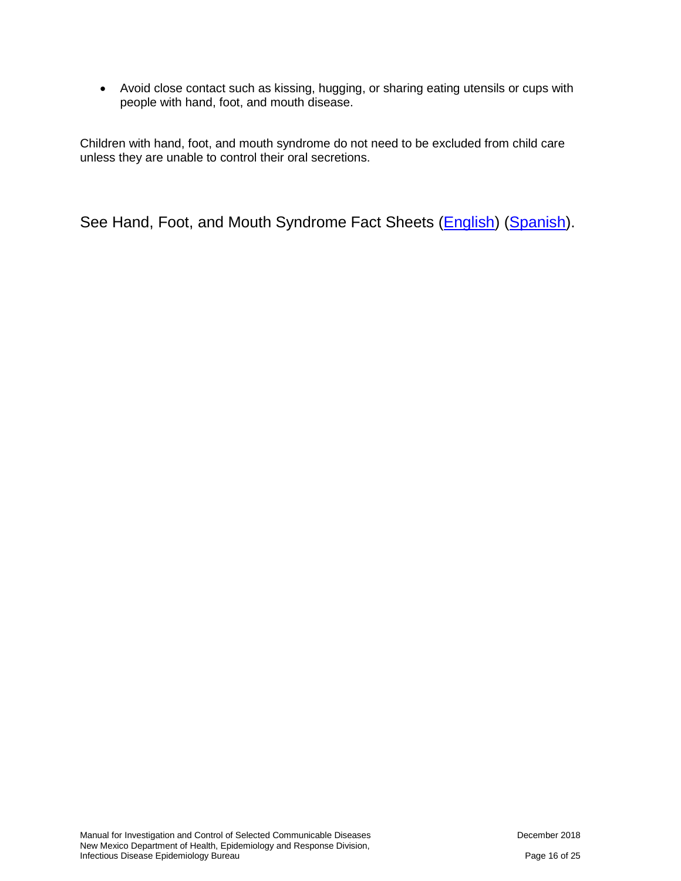- Avoid close contact such as kissing, hugging, or sharing eating utensils or cups with people with hand, foot, and mouth disease.

Children with hand, foot, and mouth syndrome do not need to be excluded from child care unless they are unable to control their oral secretions.

See Hand, Foot, and Mouth Syndrome Fact Sheets (English) (Spanish).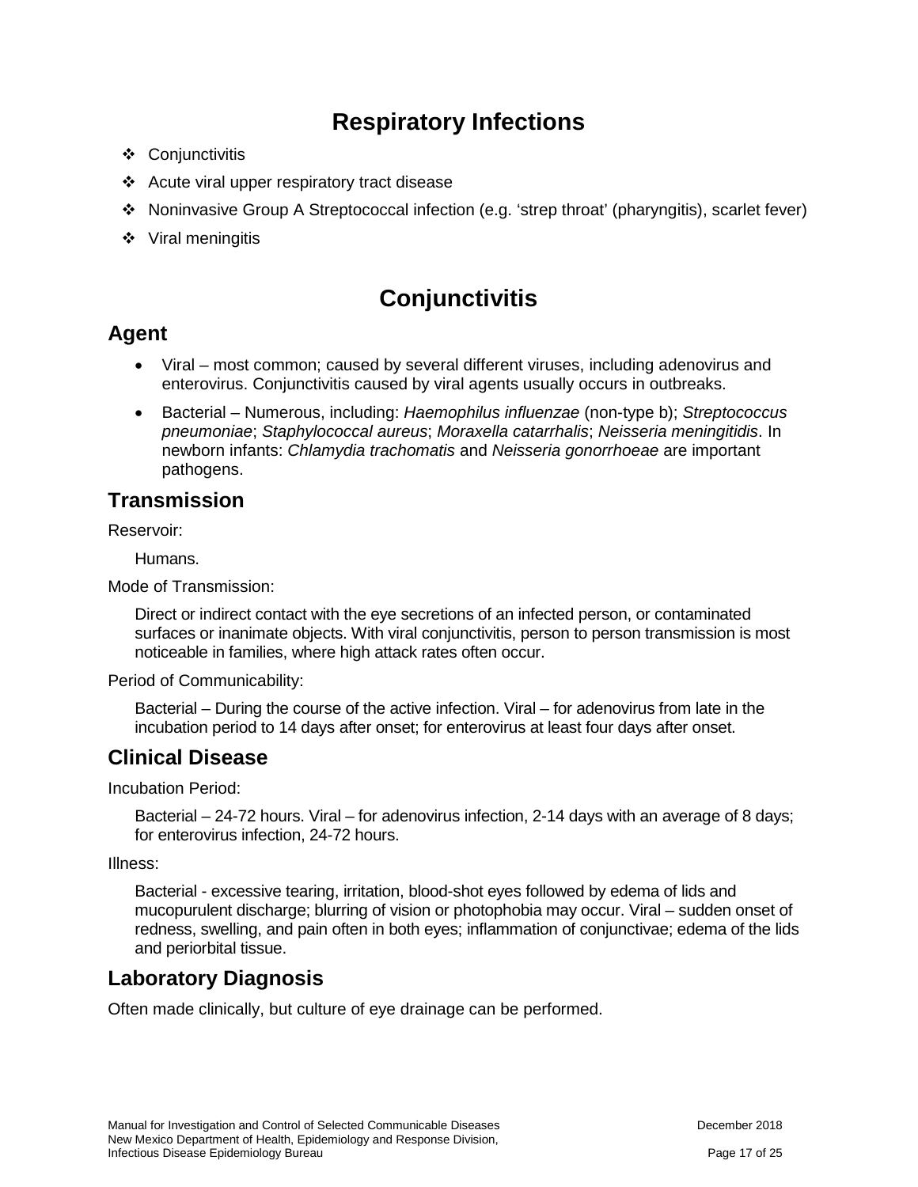# Respiratory Infections

- Conjunctivitis
- Acute viral upper respiratory tract disease
- Noninvasive Group A Streptococcal infection (e.g. 'strep throat' (pharyngitis), scarlet fever)
- Viral meningitis

# Conjunctivitis

## Agent

- Viral – most common; caused by several different viruses, including adenovirus and enterovirus. Conjunctivitis caused by viral agents usually occurs in outbreaks.
- Bacterial – Numerous, including: *Haemophilus influenzae* (non-type b); *Streptococcus pneumoniae*; *Staphylococcal aureus*; *Moraxella catarrhalis*; *Neisseria meningitidis*. In newborn infants: *Chlamydia trachomatis* and *Neisseria gonorrhoeae* are important pathogens.

## Transmission

Reservoir:

Humans.

Mode of Transmission:

Direct or indirect contact with the eye secretions of an infected person, or contaminated surfaces or inanimate objects. With viral conjunctivitis, person to person transmission is most noticeable in families, where high attack rates often occur.

Period of Communicability:

Bacterial – During the course of the active infection. Viral – for adenovirus from late in the incubation period to 14 days after onset; for enterovirus at least four days after onset.

## Clinical Disease

Incubation Period:

Bacterial – 24-72 hours. Viral – for adenovirus infection, 2-14 days with an average of 8 days; for enterovirus infection, 24-72 hours.

Illness:

Bacterial - excessive tearing, irritation, blood-shot eyes followed by edema of lids and mucopurulent discharge; blurring of vision or photophobia may occur. Viral – sudden onset of redness, swelling, and pain often in both eyes; inflammation of conjunctivae; edema of the lids and periorbital tissue.

## Laboratory Diagnosis

Often made clinically, but culture of eye drainage can be performed.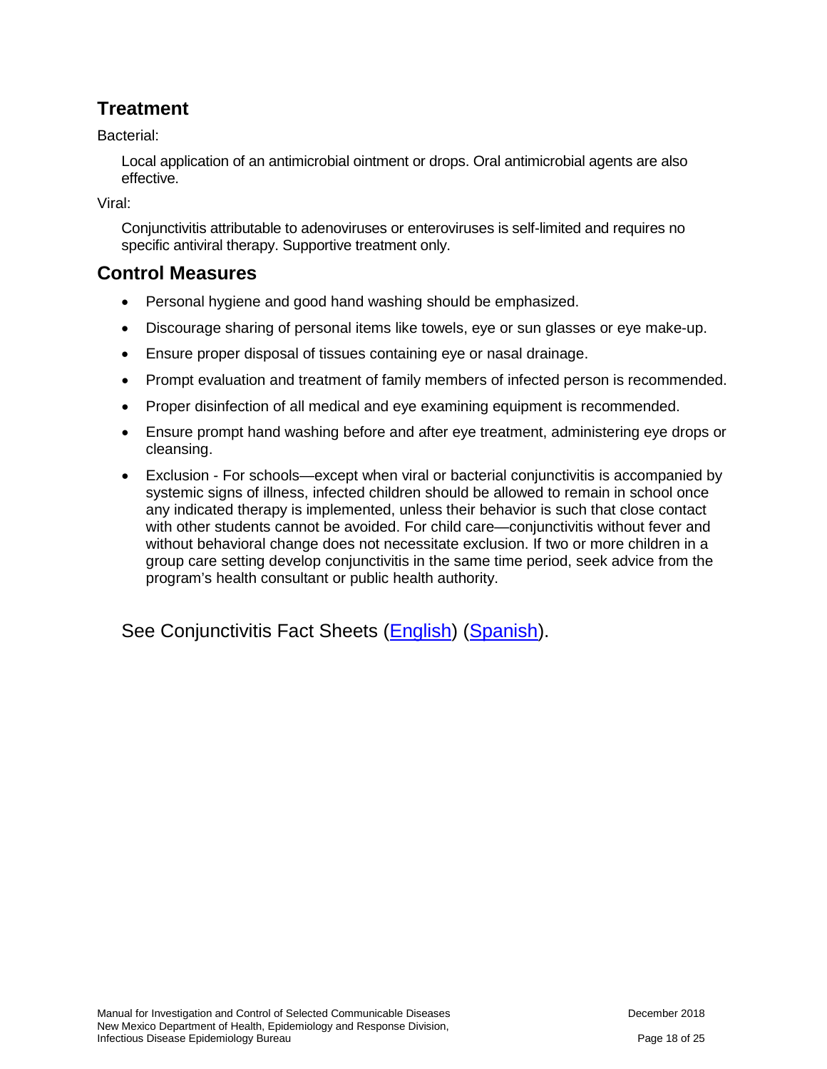## Treatment

Bacterial:

Local application of an antimicrobial ointment or drops. Oral antimicrobial agents are also effective.

Viral:

Conjunctivitis attributable to adenoviruses or enteroviruses is self-limited and requires no specific antiviral therapy. Supportive treatment only.

## Control Measures

- Personal hygiene and good hand washing should be emphasized.
- Discourage sharing of personal items like towels, eye or sun glasses or eye make-up.
- Ensure proper disposal of tissues containing eye or nasal drainage.
- Prompt evaluation and treatment of family members of infected person is recommended.
- Proper disinfection of all medical and eye examining equipment is recommended.
- Ensure prompt hand washing before and after eye treatment, administering eye drops or cleansing.
- Exclusion - For schools—except when viral or bacterial conjunctivitis is accompanied by systemic signs of illness, infected children should be allowed to remain in school once any indicated therapy is implemented, unless their behavior is such that close contact with other students cannot be avoided. For child care—conjunctivitis without fever and without behavioral change does not necessitate exclusion. If two or more children in a group care setting develop conjunctivitis in the same time period, seek advice from the program's health consultant or public health authority.

See Conjunctivitis Fact Sheets (English) (Spanish).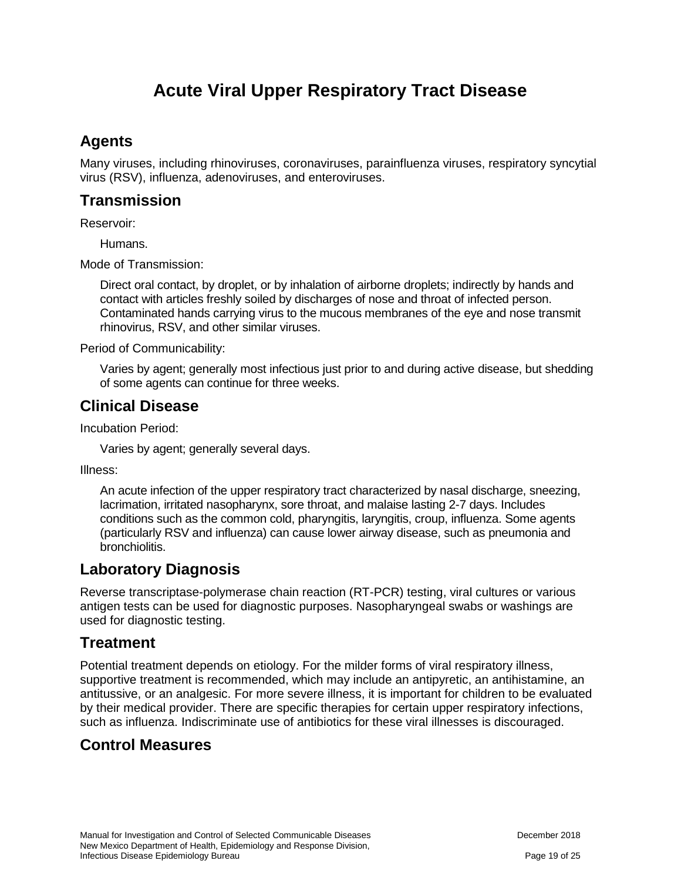# Acute Viral Upper Respiratory Tract Disease

## Agents

Many viruses, including rhinoviruses, coronaviruses, parainfluenza viruses, respiratory syncytial virus (RSV), influenza, adenoviruses, and enteroviruses.

## Transmission

Reservoir:

Humans.

Mode of Transmission:

Direct oral contact, by droplet, or by inhalation of airborne droplets; indirectly by hands and contact with articles freshly soiled by discharges of nose and throat of infected person. Contaminated hands carrying virus to the mucous membranes of the eye and nose transmit rhinovirus, RSV, and other similar viruses.

Period of Communicability:

Varies by agent; generally most infectious just prior to and during active disease, but shedding of some agents can continue for three weeks.

## Clinical Disease

Incubation Period:

Varies by agent; generally several days.

Illness:

An acute infection of the upper respiratory tract characterized by nasal discharge, sneezing, lacrimation, irritated nasopharynx, sore throat, and malaise lasting 2-7 days. Includes conditions such as the common cold, pharyngitis, laryngitis, croup, influenza. Some agents (particularly RSV and influenza) can cause lower airway disease, such as pneumonia and bronchiolitis.

## Laboratory Diagnosis

Reverse transcriptase-polymerase chain reaction (RT-PCR) testing, viral cultures or various antigen tests can be used for diagnostic purposes. Nasopharyngeal swabs or washings are used for diagnostic testing.

## Treatment

Potential treatment depends on etiology. For the milder forms of viral respiratory illness, supportive treatment is recommended, which may include an antipyretic, an antihistamine, an antitussive, or an analgesic. For more severe illness, it is important for children to be evaluated by their medical provider. There are specific therapies for certain upper respiratory infections, such as influenza. Indiscriminate use of antibiotics for these viral illnesses is discouraged.

## Control Measures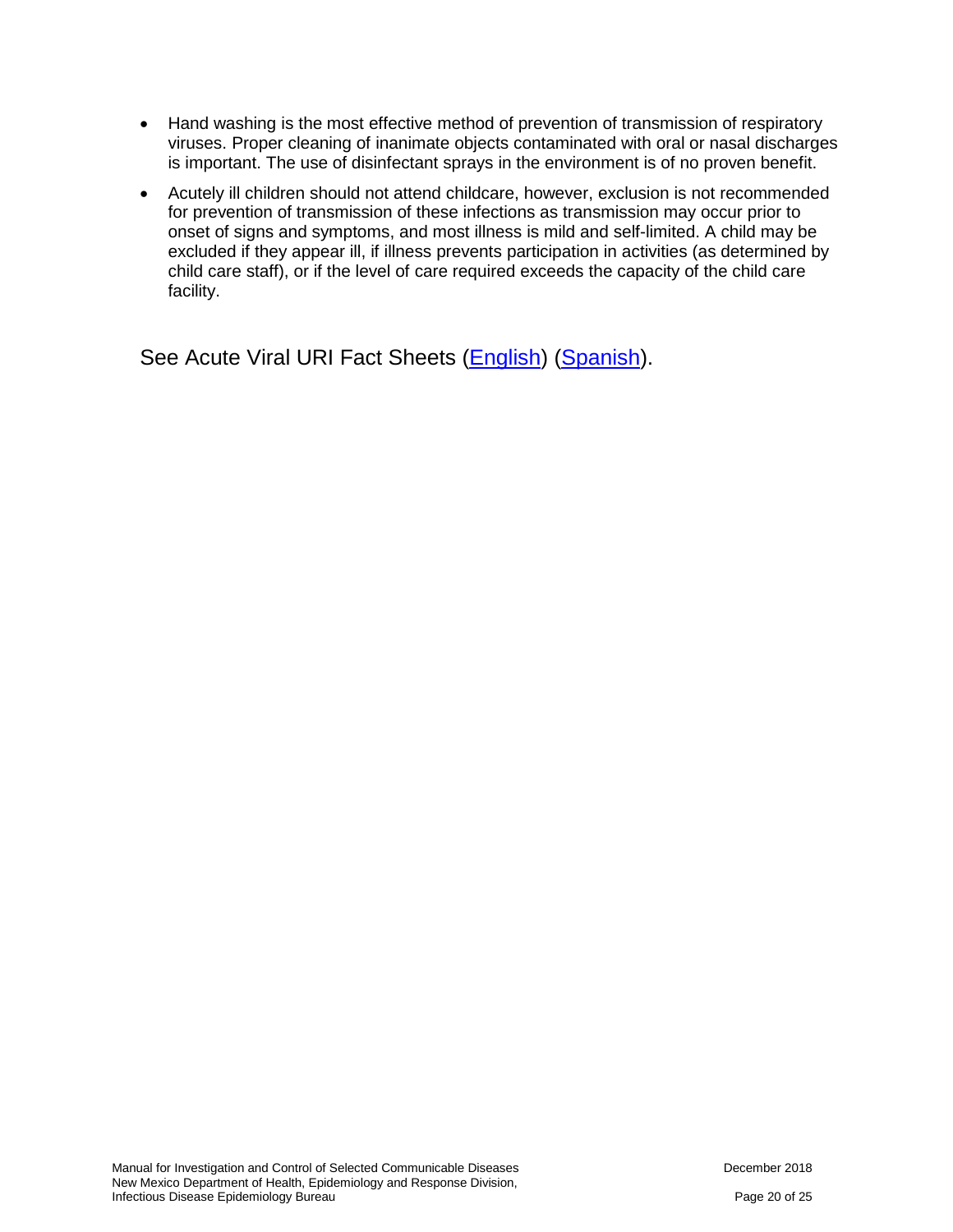- Hand washing is the most effective method of prevention of transmission of respiratory viruses. Proper cleaning of inanimate objects contaminated with oral or nasal discharges is important. The use of disinfectant sprays in the environment is of no proven benefit.
- Acutely ill children should not attend childcare, however, exclusion is not recommended for prevention of transmission of these infections as transmission may occur prior to onset of signs and symptoms, and most illness is mild and self-limited. A child may be excluded if they appear ill, if illness prevents participation in activities (as determined by child care staff), or if the level of care required exceeds the capacity of the child care facility.

See Acute Viral URI Fact Sheets (English) (Spanish).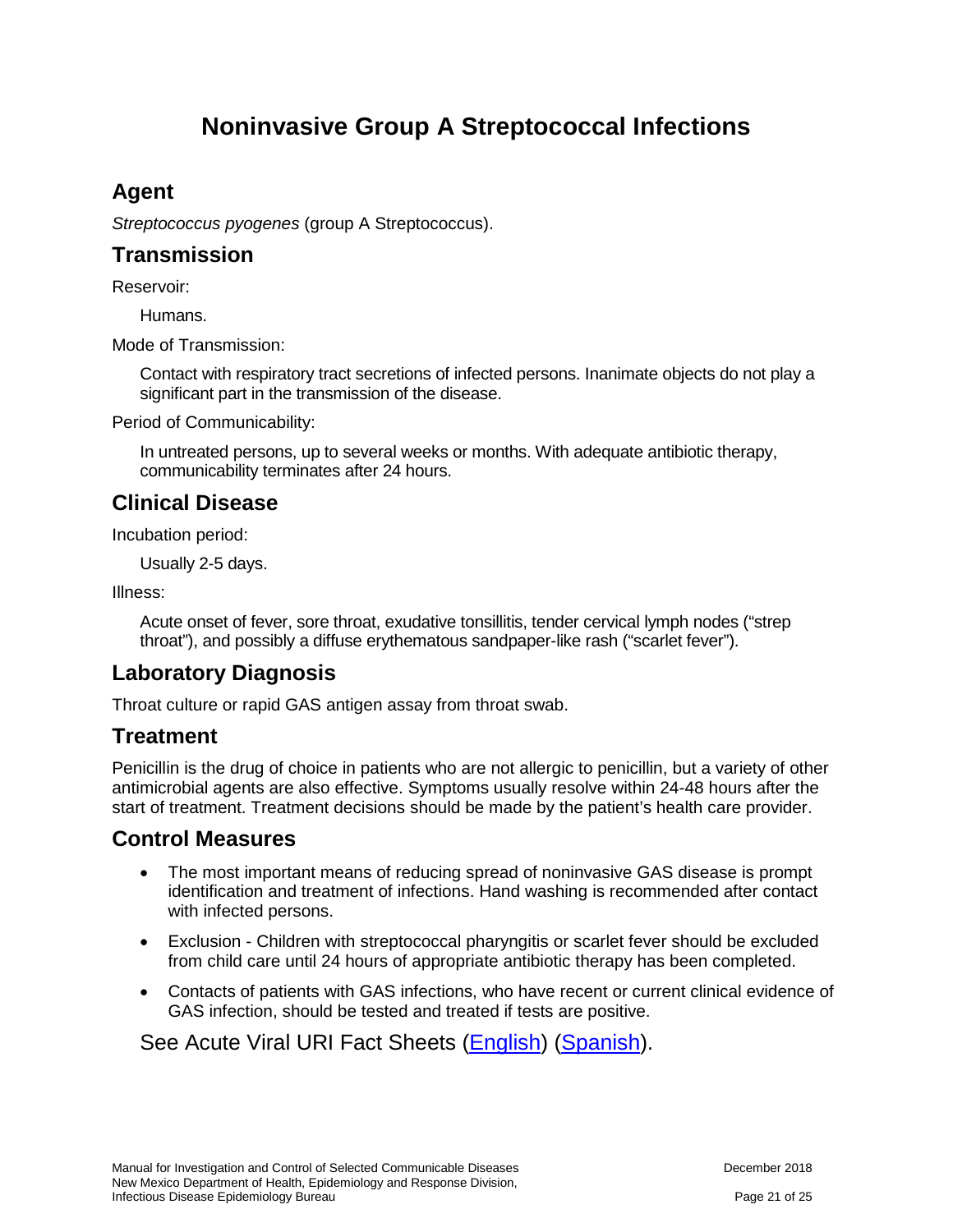# Noninvasive Group A Streptococcal Infections

## Agent

*Streptococcus pyogenes* (group A Streptococcus).

## Transmission

Reservoir:

Humans.

Mode of Transmission:

Contact with respiratory tract secretions of infected persons. Inanimate objects do not play a significant part in the transmission of the disease.

Period of Communicability:

In untreated persons, up to several weeks or months. With adequate antibiotic therapy, communicability terminates after 24 hours.

## Clinical Disease

Incubation period:

Usually 2-5 days.

Illness:

Acute onset of fever, sore throat, exudative tonsillitis, tender cervical lymph nodes ("strep throat"), and possibly a diffuse erythematous sandpaper-like rash ("scarlet fever").

## Laboratory Diagnosis

Throat culture or rapid GAS antigen assay from throat swab.

## Treatment

Penicillin is the drug of choice in patients who are not allergic to penicillin, but a variety of other antimicrobial agents are also effective. Symptoms usually resolve within 24-48 hours after the start of treatment. Treatment decisions should be made by the patient's health care provider.

## Control Measures

- The most important means of reducing spread of noninvasive GAS disease is prompt identification and treatment of infections. Hand washing is recommended after contact with infected persons.
- Exclusion - Children with streptococcal pharyngitis or scarlet fever should be excluded from child care until 24 hours of appropriate antibiotic therapy has been completed.
- Contacts of patients with GAS infections, who have recent or current clinical evidence of GAS infection, should be tested and treated if tests are positive.

See Acute Viral URI Fact Sheets (English) (Spanish).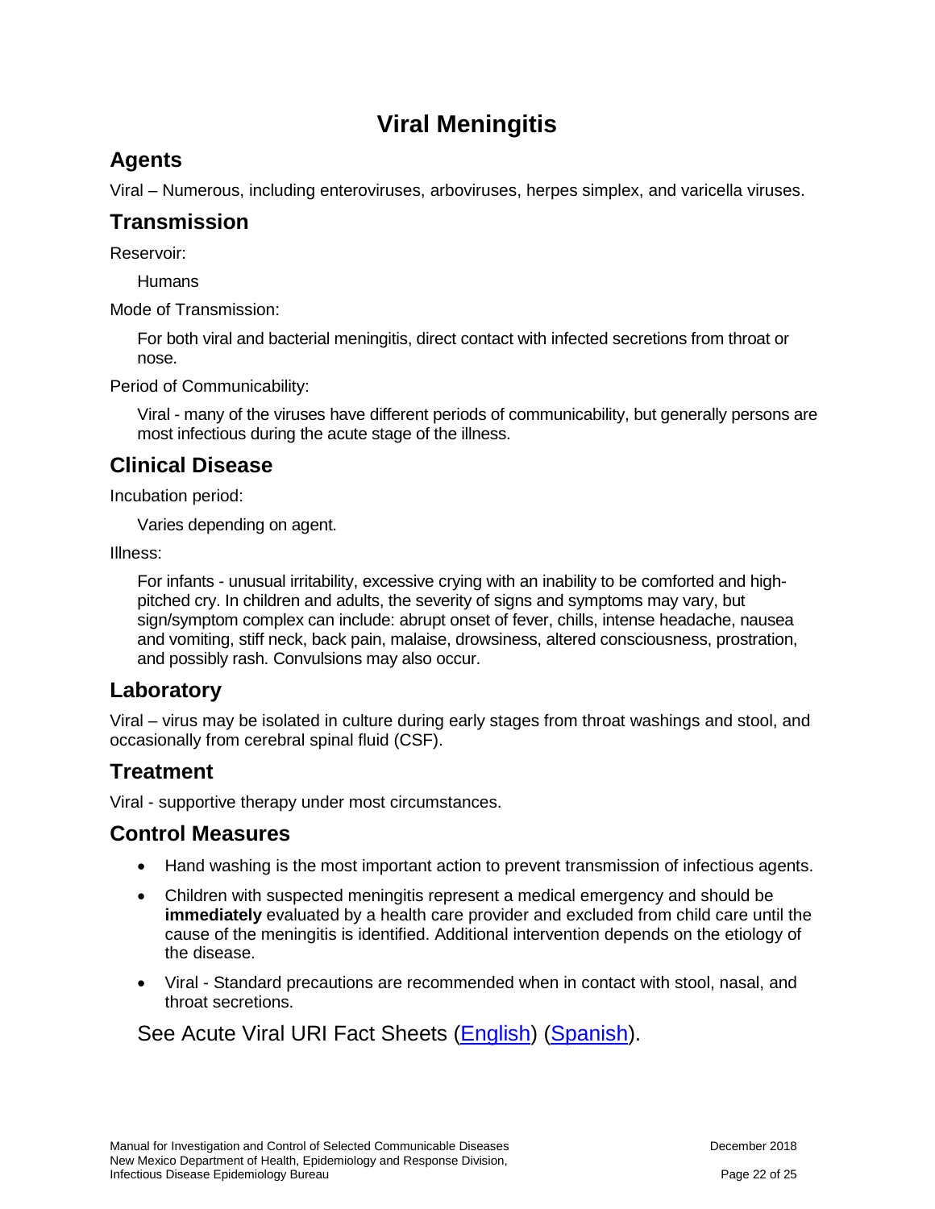# Viral Meningitis

## Agents

Viral – Numerous, including enteroviruses, arboviruses, herpes simplex, and varicella viruses.

## Transmission

Reservoir:

Humans

Mode of Transmission:

For both viral and bacterial meningitis, direct contact with infected secretions from throat or nose.

Period of Communicability:

Viral - many of the viruses have different periods of communicability, but generally persons are most infectious during the acute stage of the illness.

## Clinical Disease

Incubation period:

Varies depending on agent.

Illness:

For infants - unusual irritability, excessive crying with an inability to be comforted and high-pitched cry. In children and adults, the severity of signs and symptoms may vary, but sign/symptom complex can include: abrupt onset of fever, chills, intense headache, nausea and vomiting, stiff neck, back pain, malaise, drowsiness, altered consciousness, prostration, and possibly rash. Convulsions may also occur.

## Laboratory

Viral – virus may be isolated in culture during early stages from throat washings and stool, and occasionally from cerebral spinal fluid (CSF).

## Treatment

Viral - supportive therapy under most circumstances.

## Control Measures

- Hand washing is the most important action to prevent transmission of infectious agents.
- Children with suspected meningitis represent a medical emergency and should be **immediately** evaluated by a health care provider and excluded from child care until the cause of the meningitis is identified. Additional intervention depends on the etiology of the disease.
- Viral - Standard precautions are recommended when in contact with stool, nasal, and throat secretions.

See Acute Viral URI Fact Sheets (English) (Spanish).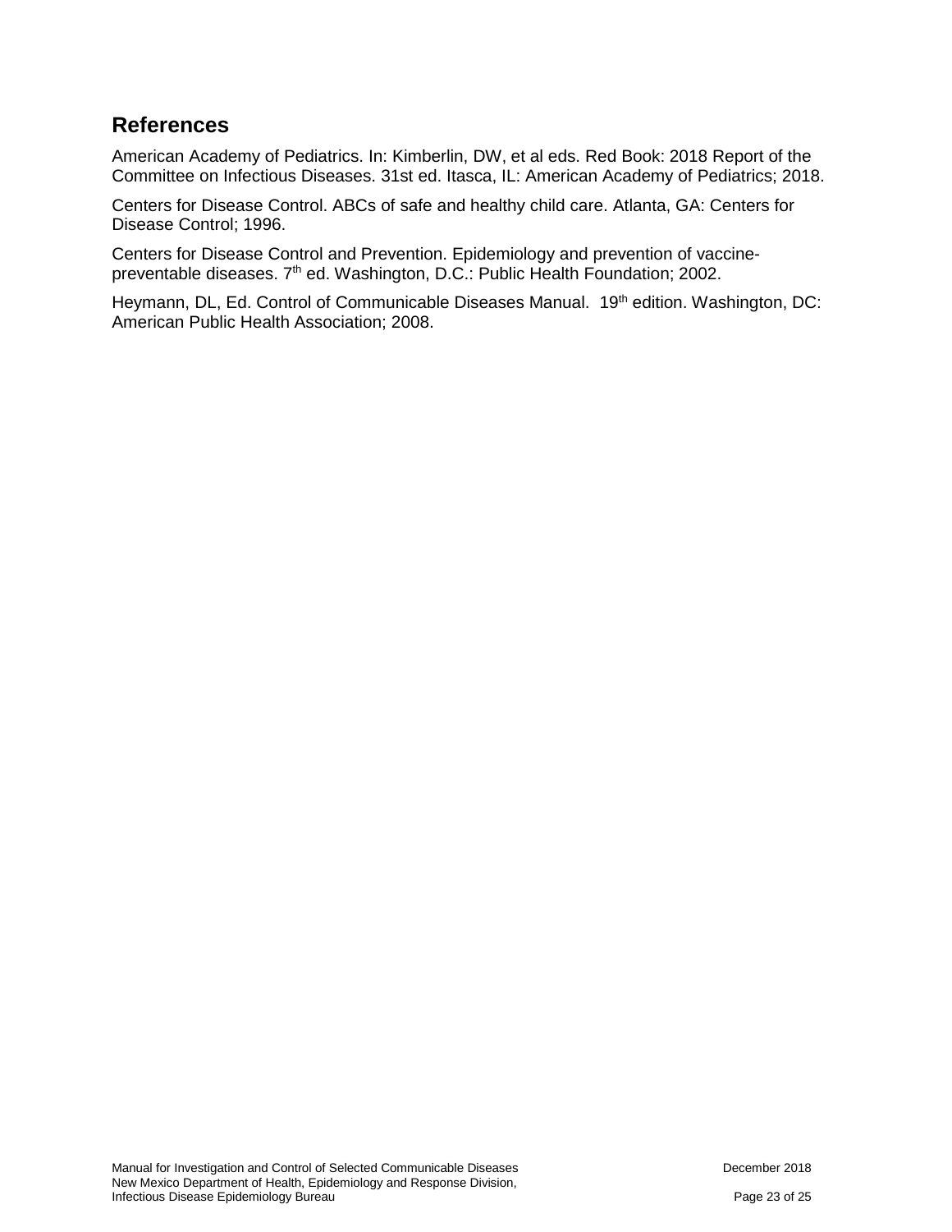## References

American Academy of Pediatrics. In: Kimberlin, DW, et al eds. Red Book: 2018 Report of the Committee on Infectious Diseases. 31st ed. Itasca, IL: American Academy of Pediatrics; 2018.

Centers for Disease Control. ABCs of safe and healthy child care. Atlanta, GA: Centers for Disease Control; 1996.

Centers for Disease Control and Prevention. Epidemiology and prevention of vaccine-preventable diseases. 7th ed. Washington, D.C.: Public Health Foundation; 2002.

Heymann, DL, Ed. Control of Communicable Diseases Manual. 19th edition. Washington, DC: American Public Health Association; 2008.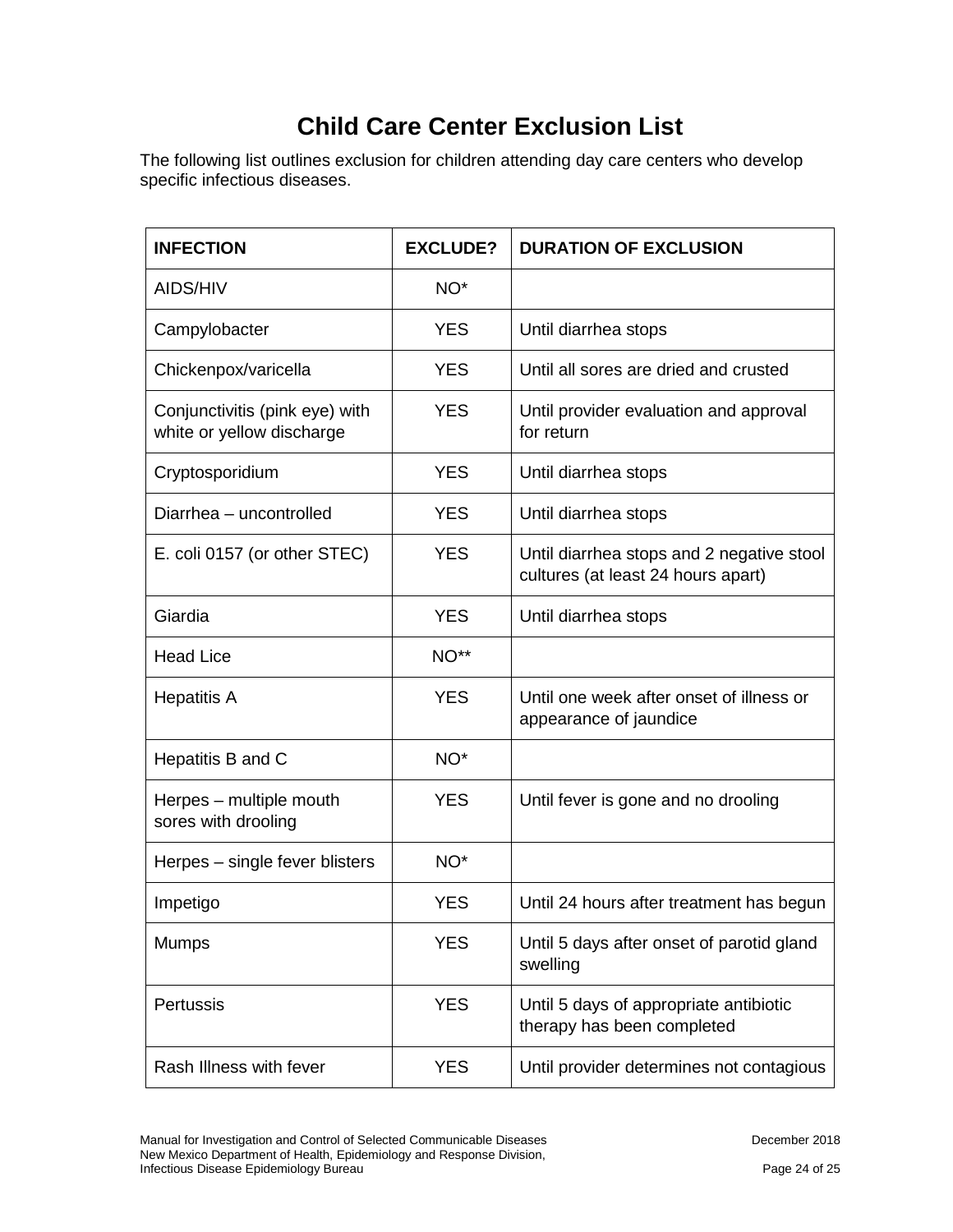# Child Care Center Exclusion List

The following list outlines exclusion for children attending day care centers who develop specific infectious diseases.

| INFECTION | EXCLUDE? | DURATION OF EXCLUSION |
|---|---|---|
| AIDS/HIV | NO* | |
| Campylobacter | YES | Until diarrhea stops |
| Chickenpox/varicella | YES | Until all sores are dried and crusted |
| Conjunctivitis (pink eye) with white or yellow discharge | YES | Until provider evaluation and approval for return |
| Cryptosporidium | YES | Until diarrhea stops |
| Diarrhea – uncontrolled | YES | Until diarrhea stops |
| E. coli 0157 (or other STEC) | YES | Until diarrhea stops and 2 negative stool cultures (at least 24 hours apart) |
| Giardia | YES | Until diarrhea stops |
| Head Lice | NO** | |
| Hepatitis A | YES | Until one week after onset of illness or appearance of jaundice |
| Hepatitis B and C | NO* | |
| Herpes – multiple mouth sores with drooling | YES | Until fever is gone and no drooling |
| Herpes – single fever blisters | NO* | |
| Impetigo | YES | Until 24 hours after treatment has begun |
| Mumps | YES | Until 5 days after onset of parotid gland swelling |
| Pertussis | YES | Until 5 days of appropriate antibiotic therapy has been completed |
| Rash Illness with fever | YES | Until provider determines not contagious |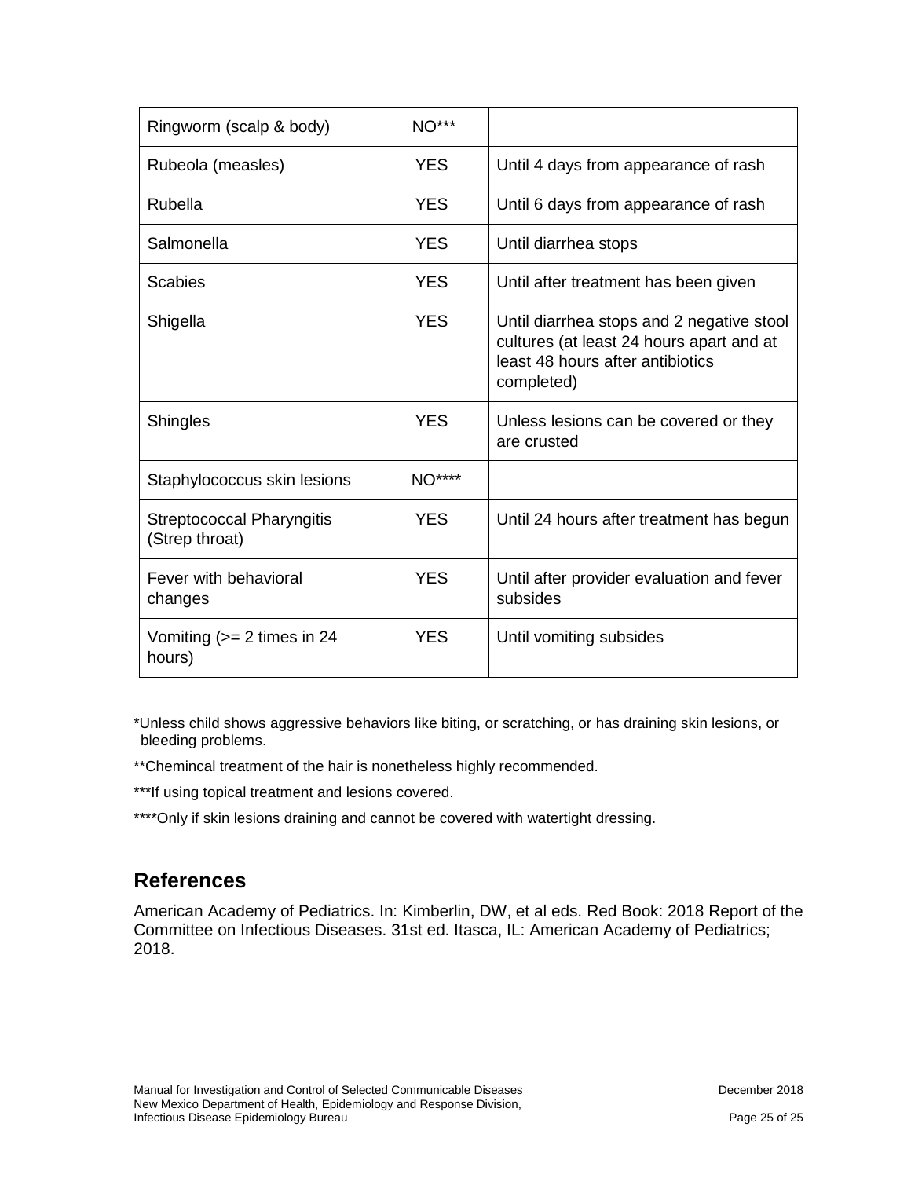| | | |
|---|---|---|
| Ringworm (scalp & body) | NO*** | |
| Rubeola (measles) | YES | Until 4 days from appearance of rash |
| Rubella | YES | Until 6 days from appearance of rash |
| Salmonella | YES | Until diarrhea stops |
| Scabies | YES | Until after treatment has been given |
| Shigella | YES | Until diarrhea stops and 2 negative stool cultures (at least 24 hours apart and at least 48 hours after antibiotics completed) |
| Shingles | YES | Unless lesions can be covered or they are crusted |
| Staphylococcus skin lesions | NO**** | |
| Streptococcal Pharyngitis (Strep throat) | YES | Until 24 hours after treatment has begun |
| Fever with behavioral changes | YES | Until after provider evaluation and fever subsides |
| Vomiting (>= 2 times in 24 hours) | YES | Until vomiting subsides |

*Unless child shows aggressive behaviors like biting, or scratching, or has draining skin lesions, or bleeding problems.

**Chemincal treatment of the hair is nonetheless highly recommended.

***If using topical treatment and lesions covered.

****Only if skin lesions draining and cannot be covered with watertight dressing.

## References

American Academy of Pediatrics. In: Kimberlin, DW, et al eds. Red Book: 2018 Report of the Committee on Infectious Diseases. 31st ed. Itasca, IL: American Academy of Pediatrics; 2018.